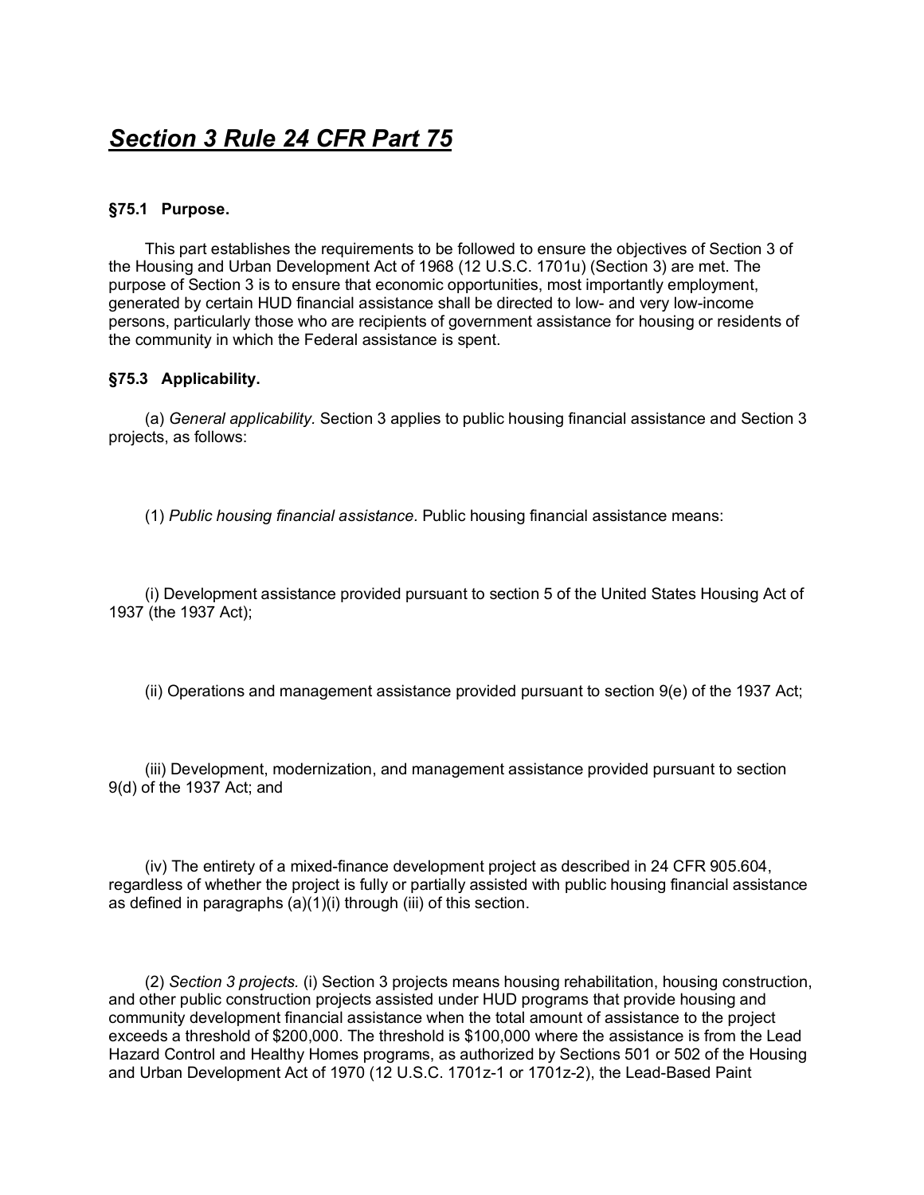# ***Section 3 Rule 24 CFR Part 75***

**§75.1 Purpose.**

This part establishes the requirements to be followed to ensure the objectives of Section 3 of the Housing and Urban Development Act of 1968 (12 U.S.C. 1701u) (Section 3) are met. The purpose of Section 3 is to ensure that economic opportunities, most importantly employment, generated by certain HUD financial assistance shall be directed to low- and very low-income persons, particularly those who are recipients of government assistance for housing or residents of the community in which the Federal assistance is spent.

**§75.3 Applicability.**

(a) *General applicability.* Section 3 applies to public housing financial assistance and Section 3 projects, as follows:

(1) *Public housing financial assistance.* Public housing financial assistance means:

(i) Development assistance provided pursuant to section 5 of the United States Housing Act of 1937 (the 1937 Act);

(ii) Operations and management assistance provided pursuant to section 9(e) of the 1937 Act;

(iii) Development, modernization, and management assistance provided pursuant to section 9(d) of the 1937 Act; and

(iv) The entirety of a mixed-finance development project as described in 24 CFR 905.604, regardless of whether the project is fully or partially assisted with public housing financial assistance as defined in paragraphs (a)(1)(i) through (iii) of this section.

(2) *Section 3 projects.* (i) Section 3 projects means housing rehabilitation, housing construction, and other public construction projects assisted under HUD programs that provide housing and community development financial assistance when the total amount of assistance to the project exceeds a threshold of $200,000. The threshold is $100,000 where the assistance is from the Lead Hazard Control and Healthy Homes programs, as authorized by Sections 501 or 502 of the Housing and Urban Development Act of 1970 (12 U.S.C. 1701z-1 or 1701z-2), the Lead-Based Paint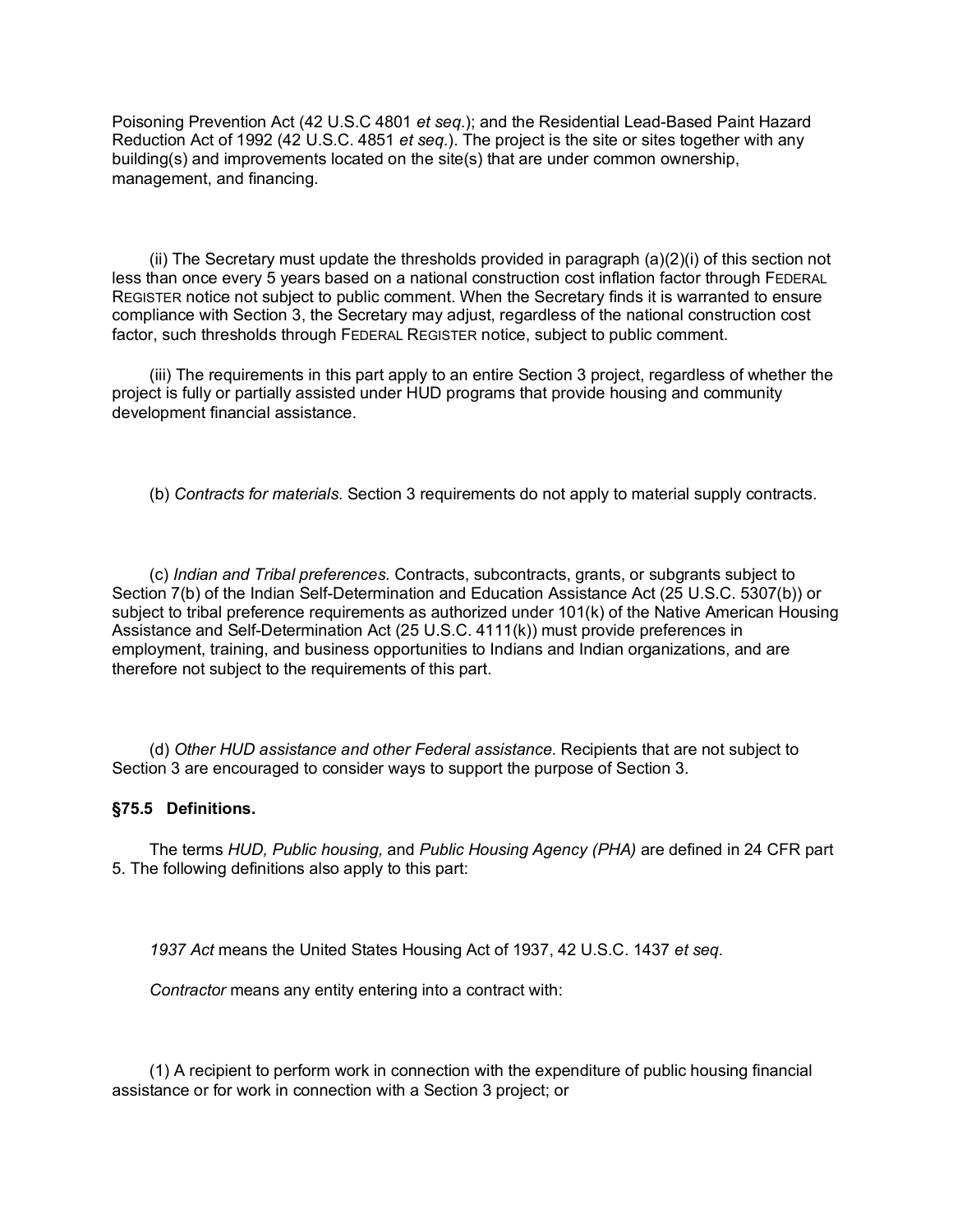Poisoning Prevention Act (42 U.S.C 4801 *et seq.*); and the Residential Lead-Based Paint Hazard Reduction Act of 1992 (42 U.S.C. 4851 *et seq.*). The project is the site or sites together with any building(s) and improvements located on the site(s) that are under common ownership, management, and financing.

(ii) The Secretary must update the thresholds provided in paragraph (a)(2)(i) of this section not less than once every 5 years based on a national construction cost inflation factor through FEDERAL REGISTER notice not subject to public comment. When the Secretary finds it is warranted to ensure compliance with Section 3, the Secretary may adjust, regardless of the national construction cost factor, such thresholds through FEDERAL REGISTER notice, subject to public comment.

(iii) The requirements in this part apply to an entire Section 3 project, regardless of whether the project is fully or partially assisted under HUD programs that provide housing and community development financial assistance.

(b) *Contracts for materials.* Section 3 requirements do not apply to material supply contracts.

(c) *Indian and Tribal preferences.* Contracts, subcontracts, grants, or subgrants subject to Section 7(b) of the Indian Self-Determination and Education Assistance Act (25 U.S.C. 5307(b)) or subject to tribal preference requirements as authorized under 101(k) of the Native American Housing Assistance and Self-Determination Act (25 U.S.C. 4111(k)) must provide preferences in employment, training, and business opportunities to Indians and Indian organizations, and are therefore not subject to the requirements of this part.

(d) *Other HUD assistance and other Federal assistance.* Recipients that are not subject to Section 3 are encouraged to consider ways to support the purpose of Section 3.

**§75.5 Definitions.**

The terms *HUD, Public housing,* and *Public Housing Agency (PHA)* are defined in 24 CFR part 5. The following definitions also apply to this part:

*1937 Act* means the United States Housing Act of 1937, 42 U.S.C. 1437 *et seq.*

*Contractor* means any entity entering into a contract with:

(1) A recipient to perform work in connection with the expenditure of public housing financial assistance or for work in connection with a Section 3 project; or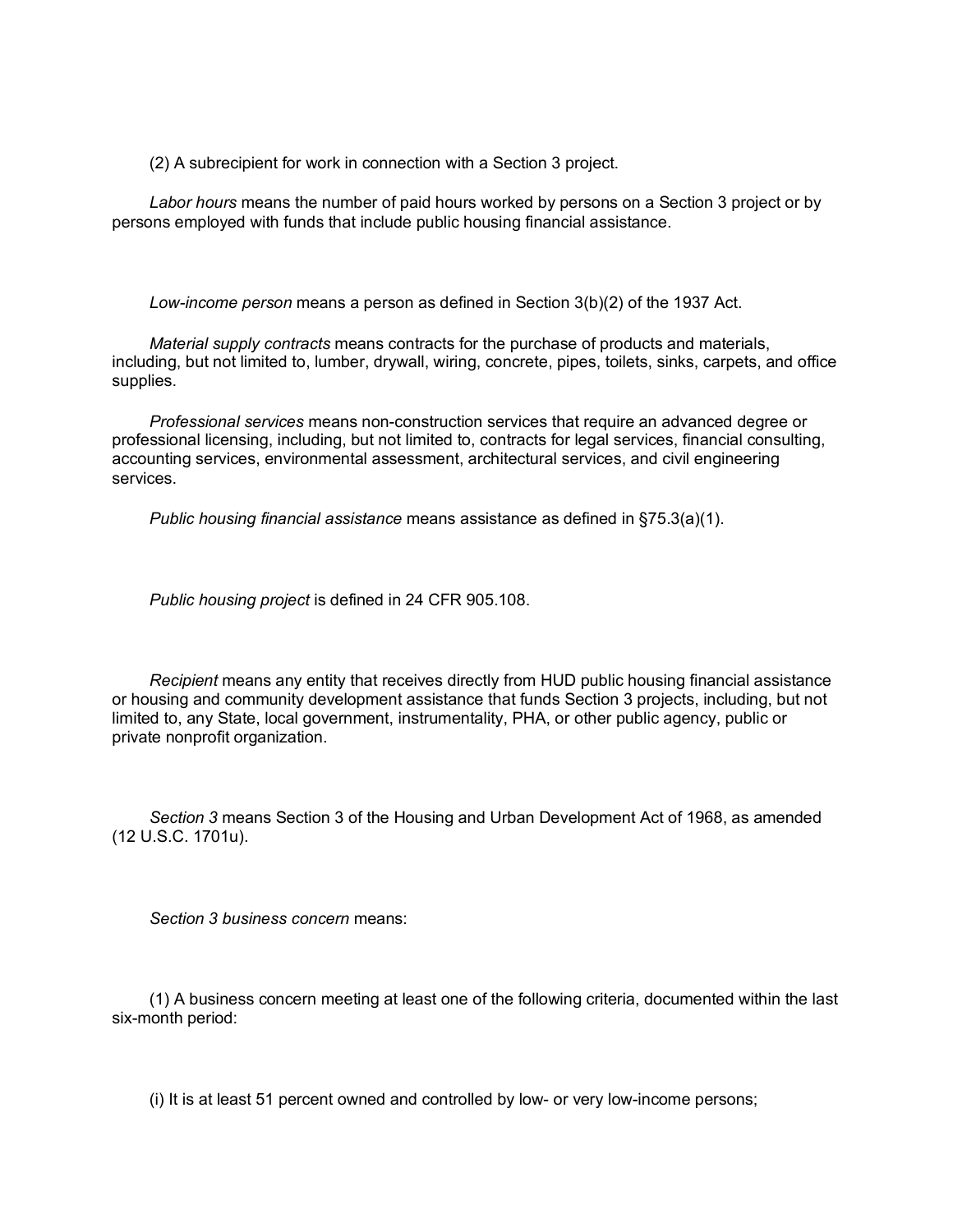(2) A subrecipient for work in connection with a Section 3 project.

*Labor hours* means the number of paid hours worked by persons on a Section 3 project or by persons employed with funds that include public housing financial assistance.

*Low-income person* means a person as defined in Section 3(b)(2) of the 1937 Act.

*Material supply contracts* means contracts for the purchase of products and materials, including, but not limited to, lumber, drywall, wiring, concrete, pipes, toilets, sinks, carpets, and office supplies.

*Professional services* means non-construction services that require an advanced degree or professional licensing, including, but not limited to, contracts for legal services, financial consulting, accounting services, environmental assessment, architectural services, and civil engineering services.

*Public housing financial assistance* means assistance as defined in §75.3(a)(1).

*Public housing project* is defined in 24 CFR 905.108.

*Recipient* means any entity that receives directly from HUD public housing financial assistance or housing and community development assistance that funds Section 3 projects, including, but not limited to, any State, local government, instrumentality, PHA, or other public agency, public or private nonprofit organization.

*Section 3* means Section 3 of the Housing and Urban Development Act of 1968, as amended (12 U.S.C. 1701u).

*Section 3 business concern* means:

(1) A business concern meeting at least one of the following criteria, documented within the last six-month period:

(i) It is at least 51 percent owned and controlled by low- or very low-income persons;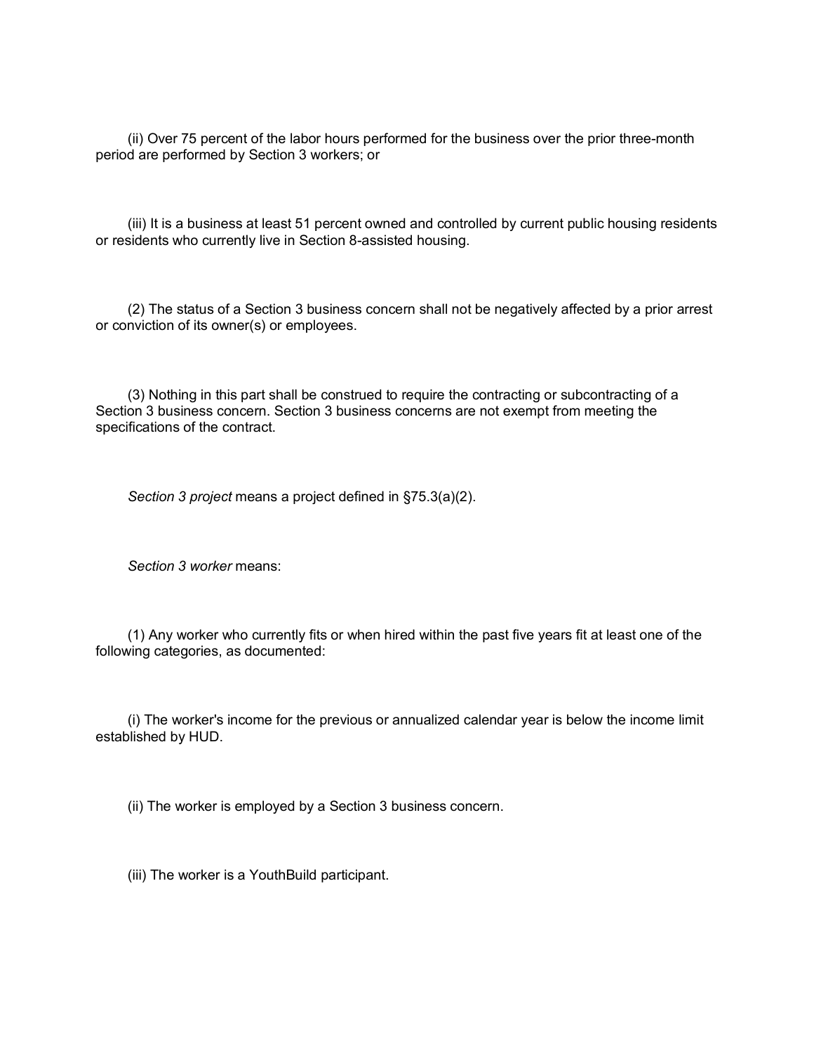(ii) Over 75 percent of the labor hours performed for the business over the prior three-month period are performed by Section 3 workers; or

(iii) It is a business at least 51 percent owned and controlled by current public housing residents or residents who currently live in Section 8-assisted housing.

(2) The status of a Section 3 business concern shall not be negatively affected by a prior arrest or conviction of its owner(s) or employees.

(3) Nothing in this part shall be construed to require the contracting or subcontracting of a Section 3 business concern. Section 3 business concerns are not exempt from meeting the specifications of the contract.

*Section 3 project* means a project defined in §75.3(a)(2).

*Section 3 worker* means:

(1) Any worker who currently fits or when hired within the past five years fit at least one of the following categories, as documented:

(i) The worker's income for the previous or annualized calendar year is below the income limit established by HUD.

(ii) The worker is employed by a Section 3 business concern.

(iii) The worker is a YouthBuild participant.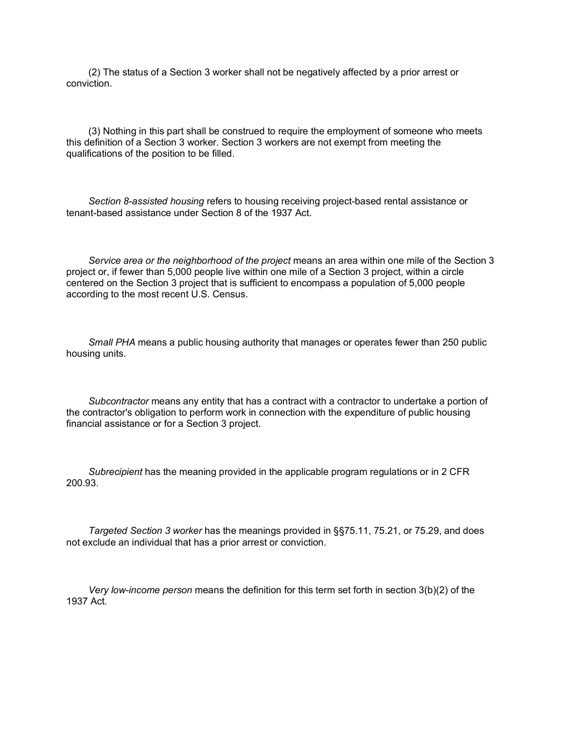(2) The status of a Section 3 worker shall not be negatively affected by a prior arrest or conviction.

(3) Nothing in this part shall be construed to require the employment of someone who meets this definition of a Section 3 worker. Section 3 workers are not exempt from meeting the qualifications of the position to be filled.

*Section 8-assisted housing* refers to housing receiving project-based rental assistance or tenant-based assistance under Section 8 of the 1937 Act.

*Service area or the neighborhood of the project* means an area within one mile of the Section 3 project or, if fewer than 5,000 people live within one mile of a Section 3 project, within a circle centered on the Section 3 project that is sufficient to encompass a population of 5,000 people according to the most recent U.S. Census.

*Small PHA* means a public housing authority that manages or operates fewer than 250 public housing units.

*Subcontractor* means any entity that has a contract with a contractor to undertake a portion of the contractor's obligation to perform work in connection with the expenditure of public housing financial assistance or for a Section 3 project.

*Subrecipient* has the meaning provided in the applicable program regulations or in 2 CFR 200.93.

*Targeted Section 3 worker* has the meanings provided in §§75.11, 75.21, or 75.29, and does not exclude an individual that has a prior arrest or conviction.

*Very low-income person* means the definition for this term set forth in section 3(b)(2) of the 1937 Act.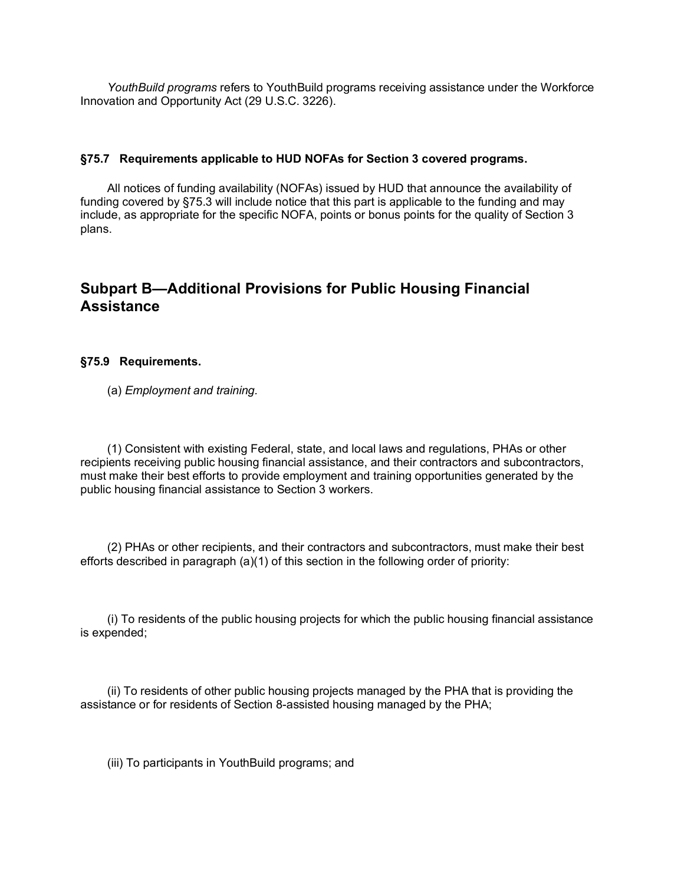*YouthBuild programs* refers to YouthBuild programs receiving assistance under the Workforce Innovation and Opportunity Act (29 U.S.C. 3226).

### §75.7 Requirements applicable to HUD NOFAs for Section 3 covered programs.

All notices of funding availability (NOFAs) issued by HUD that announce the availability of funding covered by §75.3 will include notice that this part is applicable to the funding and may include, as appropriate for the specific NOFA, points or bonus points for the quality of Section 3 plans.

## Subpart B—Additional Provisions for Public Housing Financial Assistance

### §75.9 Requirements.

(a) *Employment and training.*

(1) Consistent with existing Federal, state, and local laws and regulations, PHAs or other recipients receiving public housing financial assistance, and their contractors and subcontractors, must make their best efforts to provide employment and training opportunities generated by the public housing financial assistance to Section 3 workers.

(2) PHAs or other recipients, and their contractors and subcontractors, must make their best efforts described in paragraph (a)(1) of this section in the following order of priority:

(i) To residents of the public housing projects for which the public housing financial assistance is expended;

(ii) To residents of other public housing projects managed by the PHA that is providing the assistance or for residents of Section 8-assisted housing managed by the PHA;

(iii) To participants in YouthBuild programs; and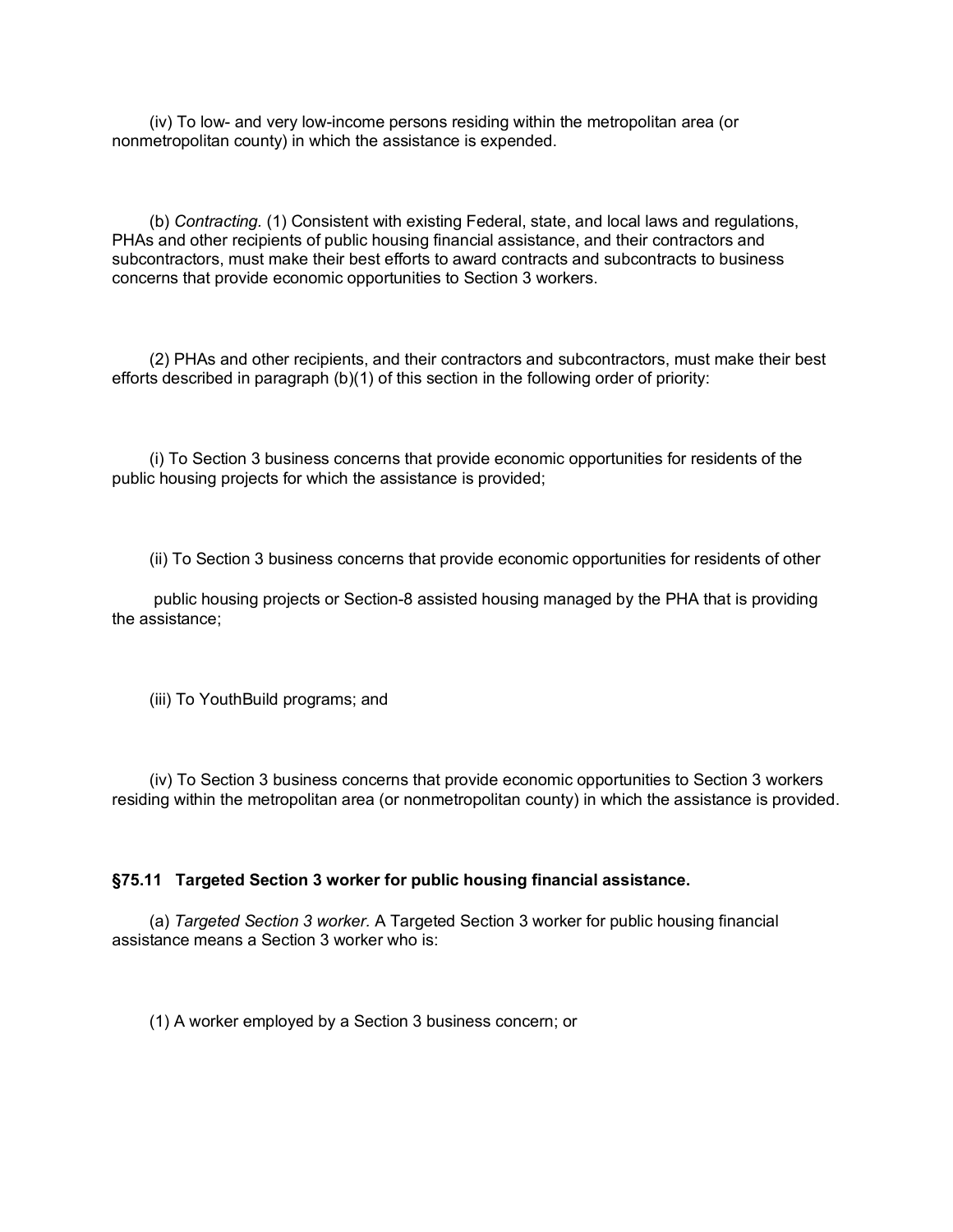(iv) To low- and very low-income persons residing within the metropolitan area (or nonmetropolitan county) in which the assistance is expended.

(b) *Contracting*. (1) Consistent with existing Federal, state, and local laws and regulations, PHAs and other recipients of public housing financial assistance, and their contractors and subcontractors, must make their best efforts to award contracts and subcontracts to business concerns that provide economic opportunities to Section 3 workers.

(2) PHAs and other recipients, and their contractors and subcontractors, must make their best efforts described in paragraph (b)(1) of this section in the following order of priority:

(i) To Section 3 business concerns that provide economic opportunities for residents of the public housing projects for which the assistance is provided;

(ii) To Section 3 business concerns that provide economic opportunities for residents of other public housing projects or Section-8 assisted housing managed by the PHA that is providing the assistance;

(iii) To YouthBuild programs; and

(iv) To Section 3 business concerns that provide economic opportunities to Section 3 workers residing within the metropolitan area (or nonmetropolitan county) in which the assistance is provided.

**§75.11 Targeted Section 3 worker for public housing financial assistance.**

(a) *Targeted Section 3 worker.* A Targeted Section 3 worker for public housing financial assistance means a Section 3 worker who is:

(1) A worker employed by a Section 3 business concern; or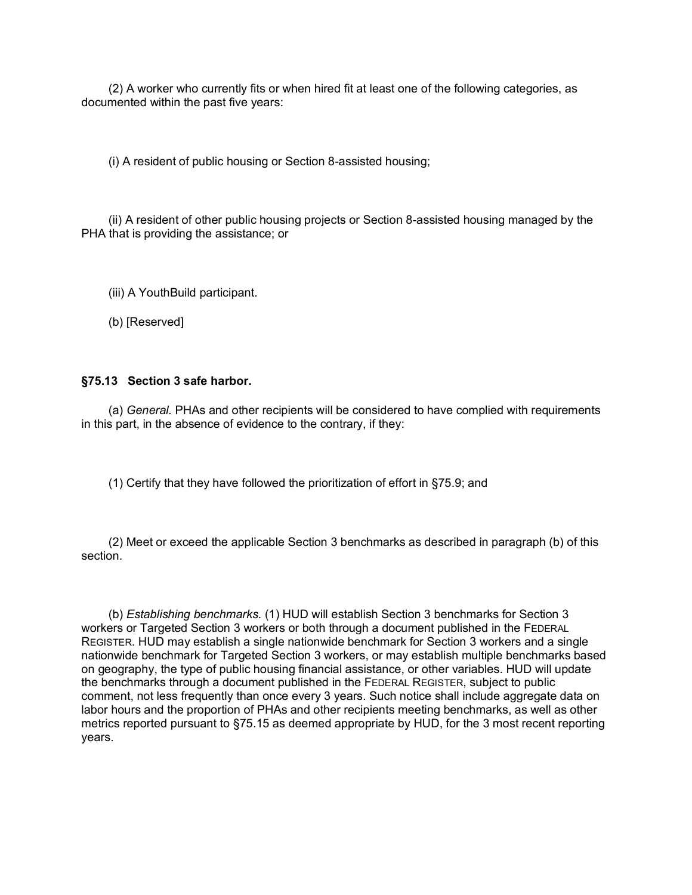(2) A worker who currently fits or when hired fit at least one of the following categories, as documented within the past five years:

(i) A resident of public housing or Section 8-assisted housing;

(ii) A resident of other public housing projects or Section 8-assisted housing managed by the PHA that is providing the assistance; or

(iii) A YouthBuild participant.

(b) [Reserved]

### §75.13 Section 3 safe harbor.

(a) *General.* PHAs and other recipients will be considered to have complied with requirements in this part, in the absence of evidence to the contrary, if they:

(1) Certify that they have followed the prioritization of effort in §75.9; and

(2) Meet or exceed the applicable Section 3 benchmarks as described in paragraph (b) of this section.

(b) *Establishing benchmarks.* (1) HUD will establish Section 3 benchmarks for Section 3 workers or Targeted Section 3 workers or both through a document published in the FEDERAL REGISTER. HUD may establish a single nationwide benchmark for Section 3 workers and a single nationwide benchmark for Targeted Section 3 workers, or may establish multiple benchmarks based on geography, the type of public housing financial assistance, or other variables. HUD will update the benchmarks through a document published in the FEDERAL REGISTER, subject to public comment, not less frequently than once every 3 years. Such notice shall include aggregate data on labor hours and the proportion of PHAs and other recipients meeting benchmarks, as well as other metrics reported pursuant to §75.15 as deemed appropriate by HUD, for the 3 most recent reporting years.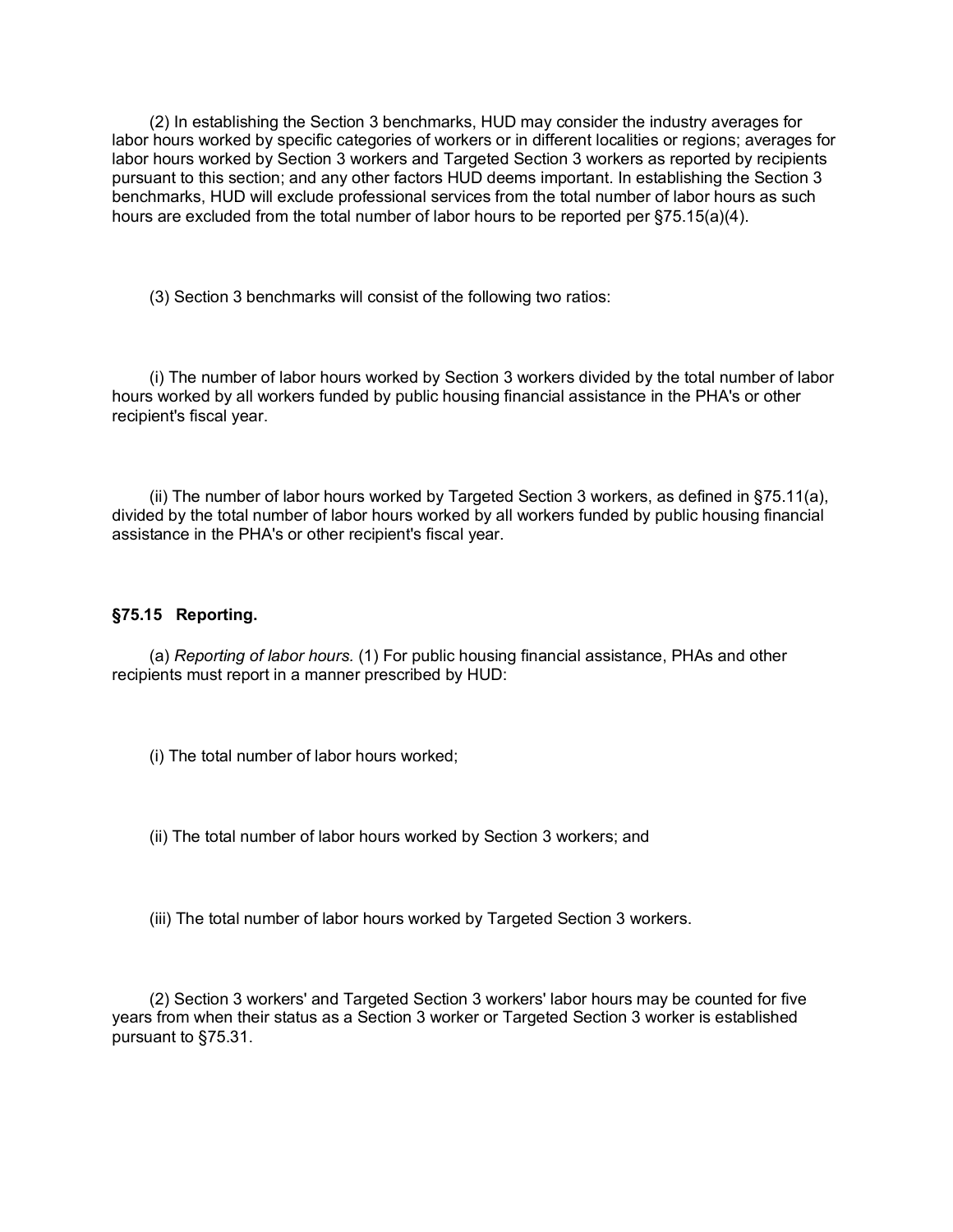(2) In establishing the Section 3 benchmarks, HUD may consider the industry averages for labor hours worked by specific categories of workers or in different localities or regions; averages for labor hours worked by Section 3 workers and Targeted Section 3 workers as reported by recipients pursuant to this section; and any other factors HUD deems important. In establishing the Section 3 benchmarks, HUD will exclude professional services from the total number of labor hours as such hours are excluded from the total number of labor hours to be reported per §75.15(a)(4).

(3) Section 3 benchmarks will consist of the following two ratios:

(i) The number of labor hours worked by Section 3 workers divided by the total number of labor hours worked by all workers funded by public housing financial assistance in the PHA's or other recipient's fiscal year.

(ii) The number of labor hours worked by Targeted Section 3 workers, as defined in §75.11(a), divided by the total number of labor hours worked by all workers funded by public housing financial assistance in the PHA's or other recipient's fiscal year.

### §75.15 Reporting.

(a) *Reporting of labor hours.* (1) For public housing financial assistance, PHAs and other recipients must report in a manner prescribed by HUD:

(i) The total number of labor hours worked;

(ii) The total number of labor hours worked by Section 3 workers; and

(iii) The total number of labor hours worked by Targeted Section 3 workers.

(2) Section 3 workers' and Targeted Section 3 workers' labor hours may be counted for five years from when their status as a Section 3 worker or Targeted Section 3 worker is established pursuant to §75.31.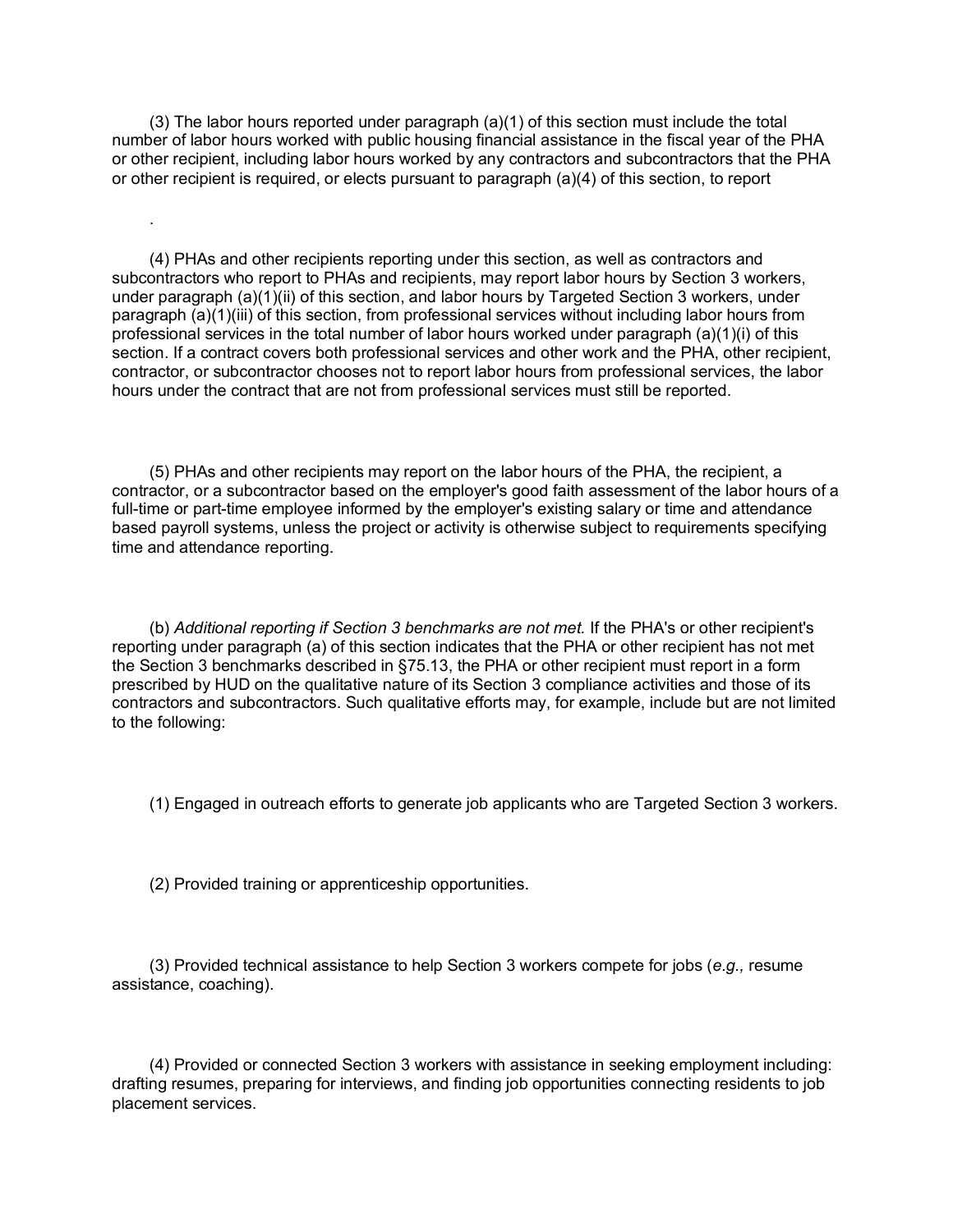(3) The labor hours reported under paragraph (a)(1) of this section must include the total number of labor hours worked with public housing financial assistance in the fiscal year of the PHA or other recipient, including labor hours worked by any contractors and subcontractors that the PHA or other recipient is required, or elects pursuant to paragraph (a)(4) of this section, to report

.

(4) PHAs and other recipients reporting under this section, as well as contractors and subcontractors who report to PHAs and recipients, may report labor hours by Section 3 workers, under paragraph (a)(1)(ii) of this section, and labor hours by Targeted Section 3 workers, under paragraph (a)(1)(iii) of this section, from professional services without including labor hours from professional services in the total number of labor hours worked under paragraph (a)(1)(i) of this section. If a contract covers both professional services and other work and the PHA, other recipient, contractor, or subcontractor chooses not to report labor hours from professional services, the labor hours under the contract that are not from professional services must still be reported.

(5) PHAs and other recipients may report on the labor hours of the PHA, the recipient, a contractor, or a subcontractor based on the employer's good faith assessment of the labor hours of a full-time or part-time employee informed by the employer's existing salary or time and attendance based payroll systems, unless the project or activity is otherwise subject to requirements specifying time and attendance reporting.

(b) *Additional reporting if Section 3 benchmarks are not met.* If the PHA's or other recipient's reporting under paragraph (a) of this section indicates that the PHA or other recipient has not met the Section 3 benchmarks described in §75.13, the PHA or other recipient must report in a form prescribed by HUD on the qualitative nature of its Section 3 compliance activities and those of its contractors and subcontractors. Such qualitative efforts may, for example, include but are not limited to the following:

(1) Engaged in outreach efforts to generate job applicants who are Targeted Section 3 workers.

(2) Provided training or apprenticeship opportunities.

(3) Provided technical assistance to help Section 3 workers compete for jobs (*e.g.,* resume assistance, coaching).

(4) Provided or connected Section 3 workers with assistance in seeking employment including: drafting resumes, preparing for interviews, and finding job opportunities connecting residents to job placement services.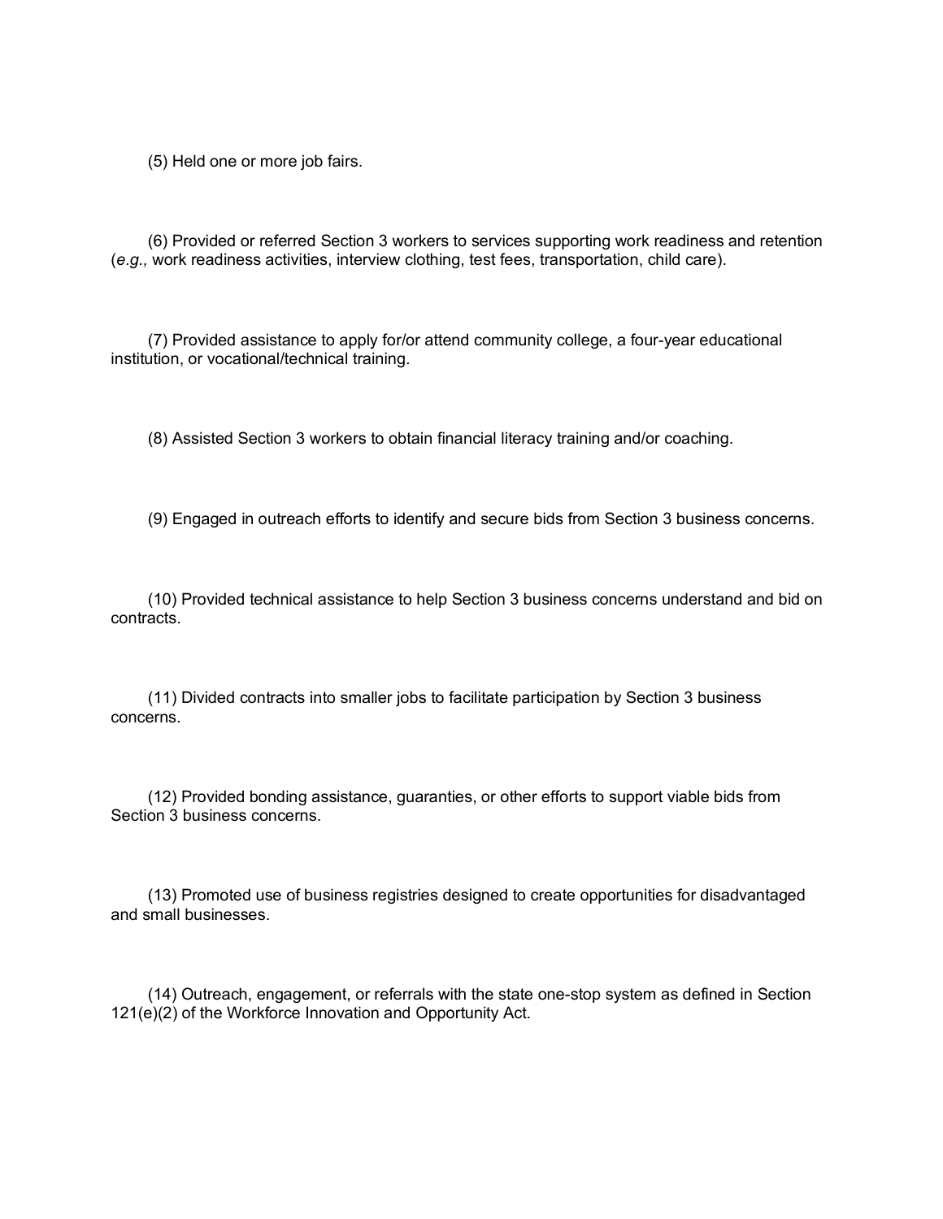(5) Held one or more job fairs.

(6) Provided or referred Section 3 workers to services supporting work readiness and retention (*e.g.,* work readiness activities, interview clothing, test fees, transportation, child care).

(7) Provided assistance to apply for/or attend community college, a four-year educational institution, or vocational/technical training.

(8) Assisted Section 3 workers to obtain financial literacy training and/or coaching.

(9) Engaged in outreach efforts to identify and secure bids from Section 3 business concerns.

(10) Provided technical assistance to help Section 3 business concerns understand and bid on contracts.

(11) Divided contracts into smaller jobs to facilitate participation by Section 3 business concerns.

(12) Provided bonding assistance, guaranties, or other efforts to support viable bids from Section 3 business concerns.

(13) Promoted use of business registries designed to create opportunities for disadvantaged and small businesses.

(14) Outreach, engagement, or referrals with the state one-stop system as defined in Section 121(e)(2) of the Workforce Innovation and Opportunity Act.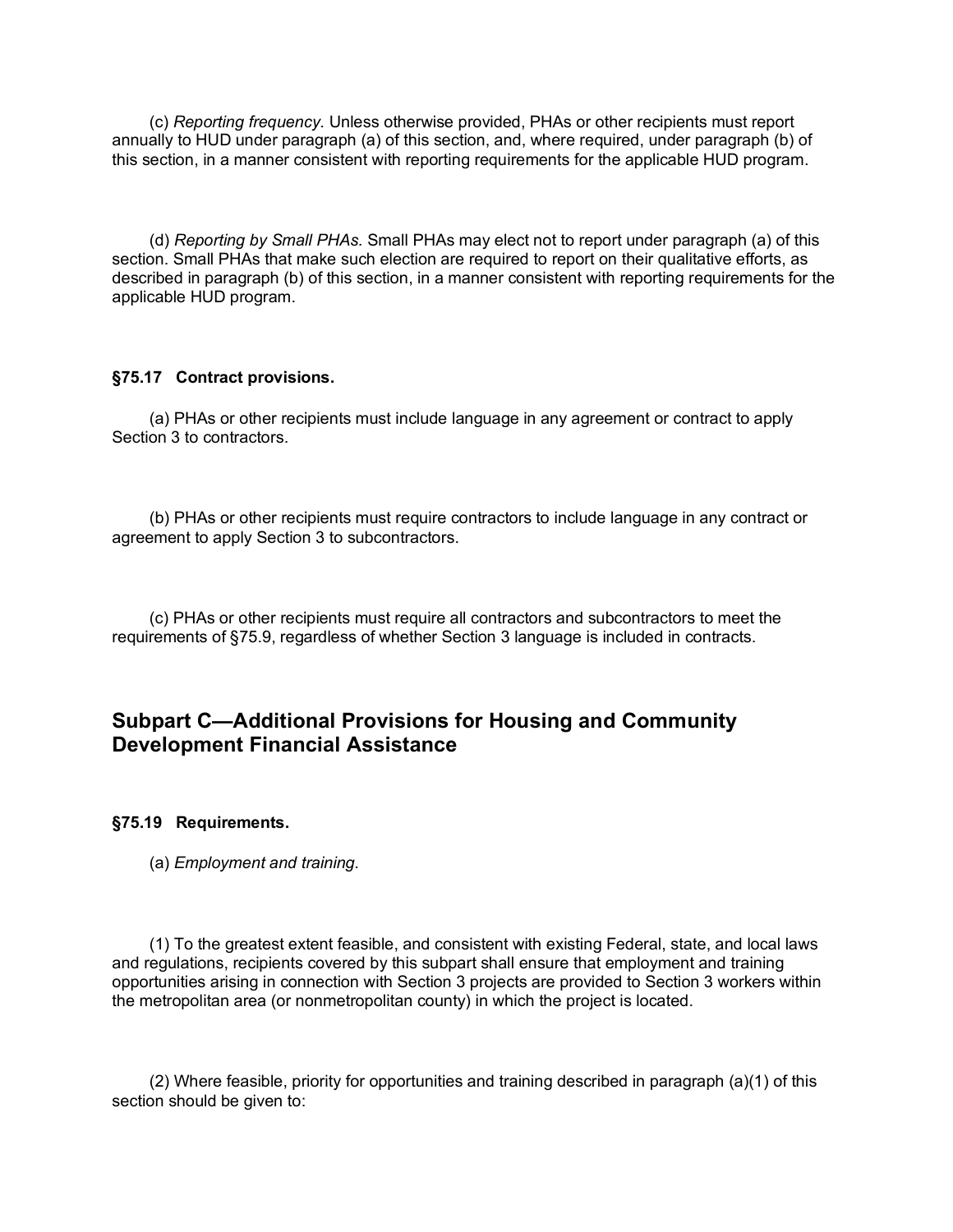(c) *Reporting frequency.* Unless otherwise provided, PHAs or other recipients must report annually to HUD under paragraph (a) of this section, and, where required, under paragraph (b) of this section, in a manner consistent with reporting requirements for the applicable HUD program.

(d) *Reporting by Small PHAs.* Small PHAs may elect not to report under paragraph (a) of this section. Small PHAs that make such election are required to report on their qualitative efforts, as described in paragraph (b) of this section, in a manner consistent with reporting requirements for the applicable HUD program.

#### §75.17 Contract provisions.

(a) PHAs or other recipients must include language in any agreement or contract to apply Section 3 to contractors.

(b) PHAs or other recipients must require contractors to include language in any contract or agreement to apply Section 3 to subcontractors.

(c) PHAs or other recipients must require all contractors and subcontractors to meet the requirements of §75.9, regardless of whether Section 3 language is included in contracts.

## Subpart C—Additional Provisions for Housing and Community Development Financial Assistance

#### §75.19 Requirements.

(a) *Employment and training.*

(1) To the greatest extent feasible, and consistent with existing Federal, state, and local laws and regulations, recipients covered by this subpart shall ensure that employment and training opportunities arising in connection with Section 3 projects are provided to Section 3 workers within the metropolitan area (or nonmetropolitan county) in which the project is located.

(2) Where feasible, priority for opportunities and training described in paragraph (a)(1) of this section should be given to: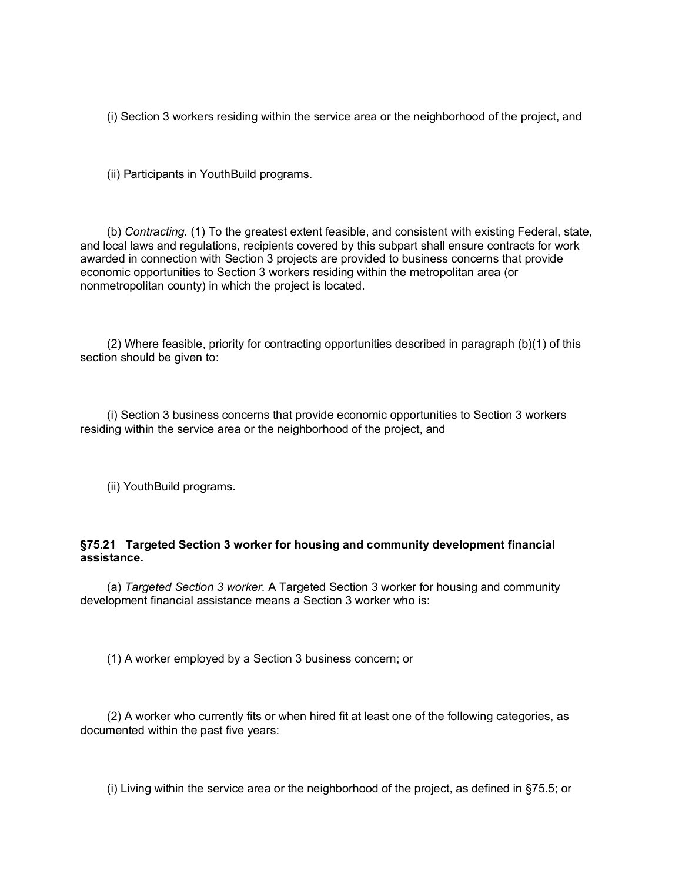(i) Section 3 workers residing within the service area or the neighborhood of the project, and

(ii) Participants in YouthBuild programs.

(b) *Contracting.* (1) To the greatest extent feasible, and consistent with existing Federal, state, and local laws and regulations, recipients covered by this subpart shall ensure contracts for work awarded in connection with Section 3 projects are provided to business concerns that provide economic opportunities to Section 3 workers residing within the metropolitan area (or nonmetropolitan county) in which the project is located.

(2) Where feasible, priority for contracting opportunities described in paragraph (b)(1) of this section should be given to:

(i) Section 3 business concerns that provide economic opportunities to Section 3 workers residing within the service area or the neighborhood of the project, and

(ii) YouthBuild programs.

**§75.21 Targeted Section 3 worker for housing and community development financial assistance.**

(a) *Targeted Section 3 worker.* A Targeted Section 3 worker for housing and community development financial assistance means a Section 3 worker who is:

(1) A worker employed by a Section 3 business concern; or

(2) A worker who currently fits or when hired fit at least one of the following categories, as documented within the past five years:

(i) Living within the service area or the neighborhood of the project, as defined in §75.5; or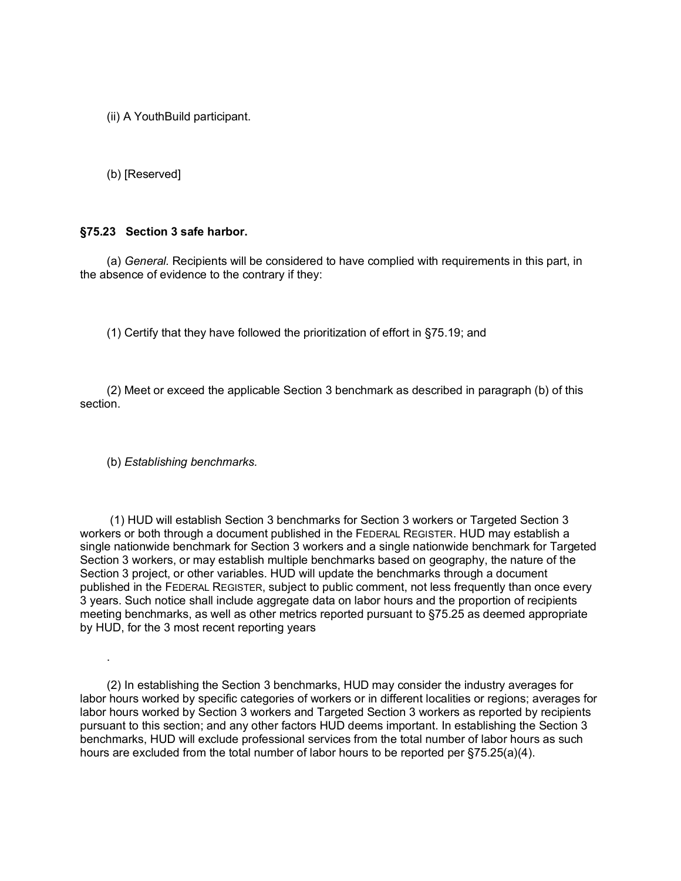(ii) A YouthBuild participant.

(b) [Reserved]

**§75.23 Section 3 safe harbor.**

(a) *General.* Recipients will be considered to have complied with requirements in this part, in the absence of evidence to the contrary if they:

(1) Certify that they have followed the prioritization of effort in §75.19; and

(2) Meet or exceed the applicable Section 3 benchmark as described in paragraph (b) of this section.

(b) *Establishing benchmarks.*

(1) HUD will establish Section 3 benchmarks for Section 3 workers or Targeted Section 3 workers or both through a document published in the FEDERAL REGISTER. HUD may establish a single nationwide benchmark for Section 3 workers and a single nationwide benchmark for Targeted Section 3 workers, or may establish multiple benchmarks based on geography, the nature of the Section 3 project, or other variables. HUD will update the benchmarks through a document published in the FEDERAL REGISTER, subject to public comment, not less frequently than once every 3 years. Such notice shall include aggregate data on labor hours and the proportion of recipients meeting benchmarks, as well as other metrics reported pursuant to §75.25 as deemed appropriate by HUD, for the 3 most recent reporting years

.

(2) In establishing the Section 3 benchmarks, HUD may consider the industry averages for labor hours worked by specific categories of workers or in different localities or regions; averages for labor hours worked by Section 3 workers and Targeted Section 3 workers as reported by recipients pursuant to this section; and any other factors HUD deems important. In establishing the Section 3 benchmarks, HUD will exclude professional services from the total number of labor hours as such hours are excluded from the total number of labor hours to be reported per §75.25(a)(4).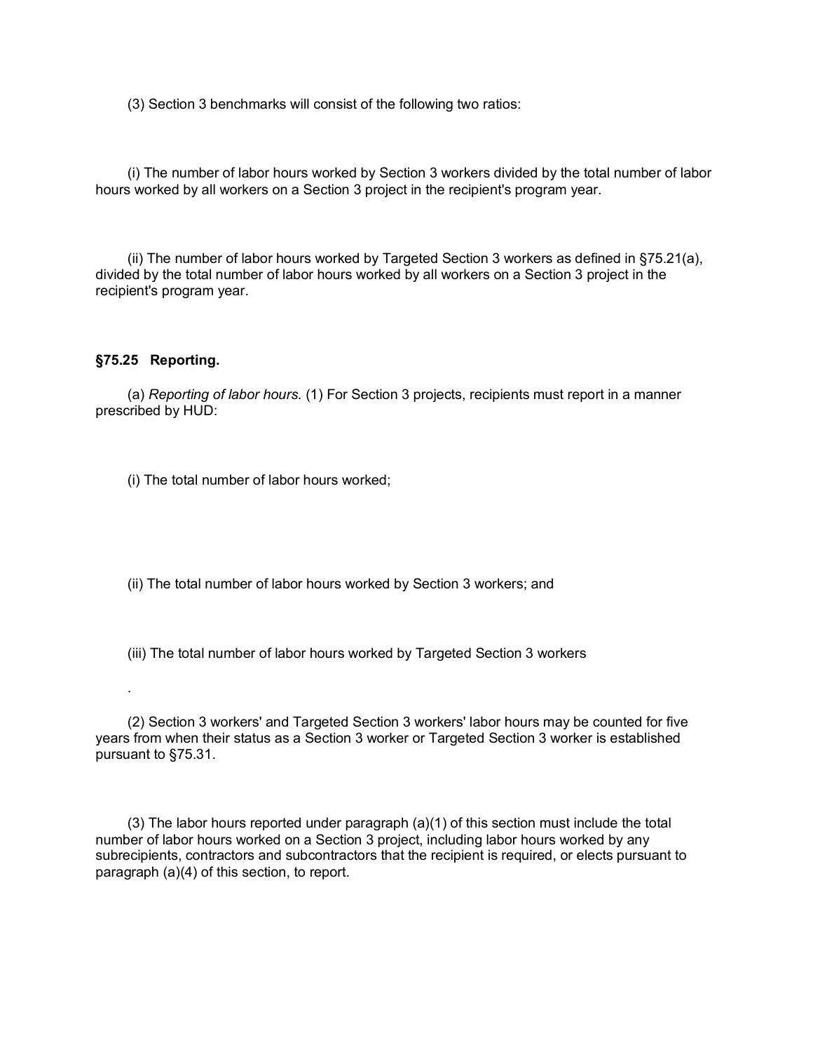(3) Section 3 benchmarks will consist of the following two ratios:

(i) The number of labor hours worked by Section 3 workers divided by the total number of labor hours worked by all workers on a Section 3 project in the recipient's program year.

(ii) The number of labor hours worked by Targeted Section 3 workers as defined in §75.21(a), divided by the total number of labor hours worked by all workers on a Section 3 project in the recipient's program year.

### §75.25 Reporting.

(a) *Reporting of labor hours.* (1) For Section 3 projects, recipients must report in a manner prescribed by HUD:

(i) The total number of labor hours worked;

(ii) The total number of labor hours worked by Section 3 workers; and

(iii) The total number of labor hours worked by Targeted Section 3 workers

.

(2) Section 3 workers' and Targeted Section 3 workers' labor hours may be counted for five years from when their status as a Section 3 worker or Targeted Section 3 worker is established pursuant to §75.31.

(3) The labor hours reported under paragraph (a)(1) of this section must include the total number of labor hours worked on a Section 3 project, including labor hours worked by any subrecipients, contractors and subcontractors that the recipient is required, or elects pursuant to paragraph (a)(4) of this section, to report.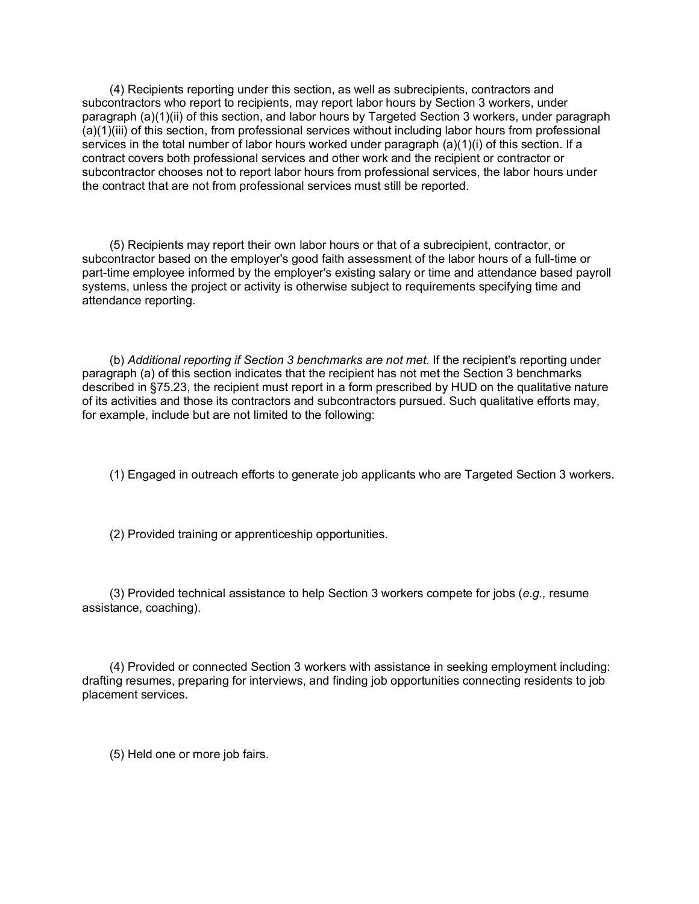(4) Recipients reporting under this section, as well as subrecipients, contractors and subcontractors who report to recipients, may report labor hours by Section 3 workers, under paragraph (a)(1)(ii) of this section, and labor hours by Targeted Section 3 workers, under paragraph (a)(1)(iii) of this section, from professional services without including labor hours from professional services in the total number of labor hours worked under paragraph (a)(1)(i) of this section. If a contract covers both professional services and other work and the recipient or contractor or subcontractor chooses not to report labor hours from professional services, the labor hours under the contract that are not from professional services must still be reported.

(5) Recipients may report their own labor hours or that of a subrecipient, contractor, or subcontractor based on the employer's good faith assessment of the labor hours of a full-time or part-time employee informed by the employer's existing salary or time and attendance based payroll systems, unless the project or activity is otherwise subject to requirements specifying time and attendance reporting.

(b) *Additional reporting if Section 3 benchmarks are not met.* If the recipient's reporting under paragraph (a) of this section indicates that the recipient has not met the Section 3 benchmarks described in §75.23, the recipient must report in a form prescribed by HUD on the qualitative nature of its activities and those its contractors and subcontractors pursued. Such qualitative efforts may, for example, include but are not limited to the following:

(1) Engaged in outreach efforts to generate job applicants who are Targeted Section 3 workers.

(2) Provided training or apprenticeship opportunities.

(3) Provided technical assistance to help Section 3 workers compete for jobs (*e.g.,* resume assistance, coaching).

(4) Provided or connected Section 3 workers with assistance in seeking employment including: drafting resumes, preparing for interviews, and finding job opportunities connecting residents to job placement services.

(5) Held one or more job fairs.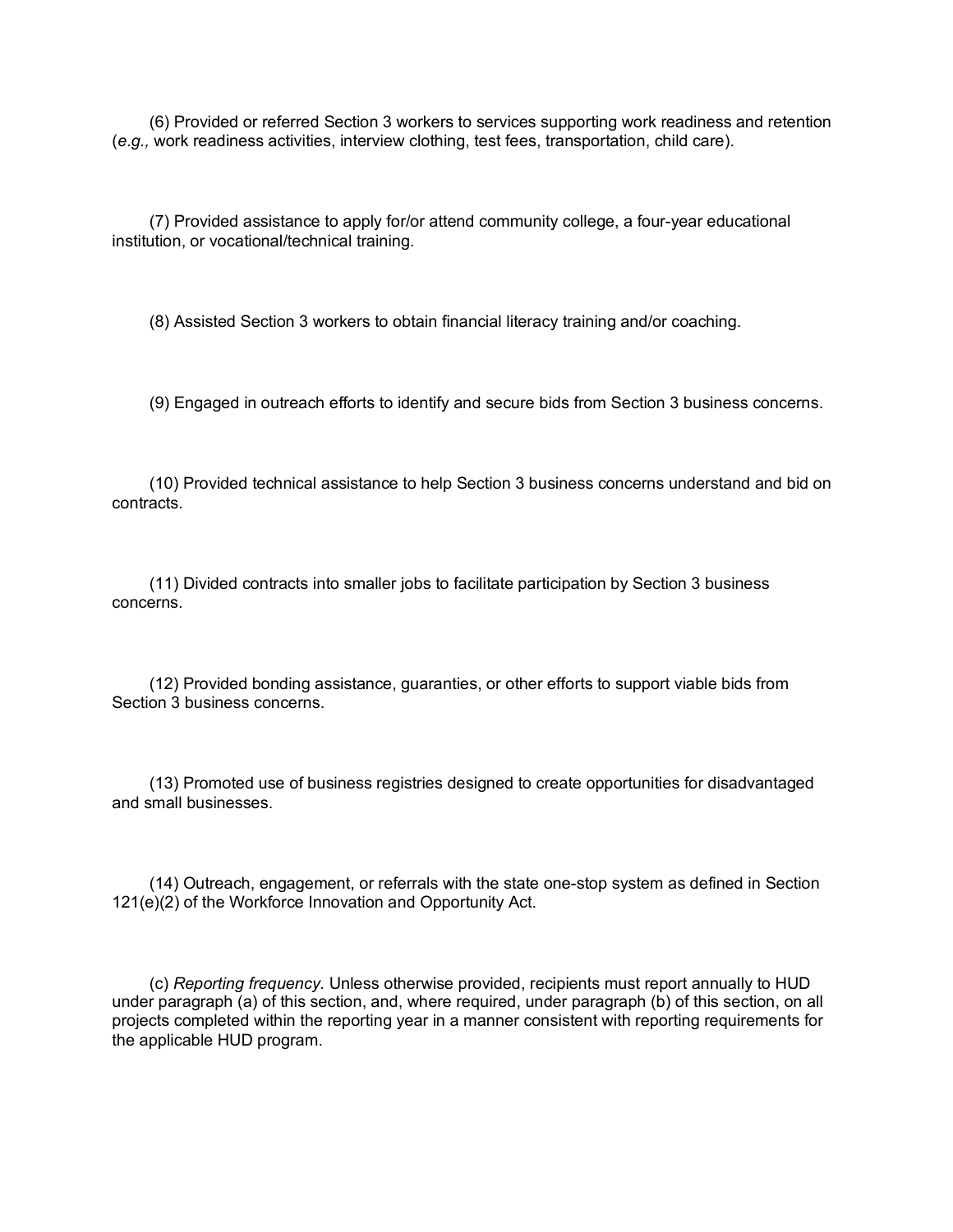(6) Provided or referred Section 3 workers to services supporting work readiness and retention (*e.g.,* work readiness activities, interview clothing, test fees, transportation, child care).

(7) Provided assistance to apply for/or attend community college, a four-year educational institution, or vocational/technical training.

(8) Assisted Section 3 workers to obtain financial literacy training and/or coaching.

(9) Engaged in outreach efforts to identify and secure bids from Section 3 business concerns.

(10) Provided technical assistance to help Section 3 business concerns understand and bid on contracts.

(11) Divided contracts into smaller jobs to facilitate participation by Section 3 business concerns.

(12) Provided bonding assistance, guaranties, or other efforts to support viable bids from Section 3 business concerns.

(13) Promoted use of business registries designed to create opportunities for disadvantaged and small businesses.

(14) Outreach, engagement, or referrals with the state one-stop system as defined in Section 121(e)(2) of the Workforce Innovation and Opportunity Act.

(c) *Reporting frequency.* Unless otherwise provided, recipients must report annually to HUD under paragraph (a) of this section, and, where required, under paragraph (b) of this section, on all projects completed within the reporting year in a manner consistent with reporting requirements for the applicable HUD program.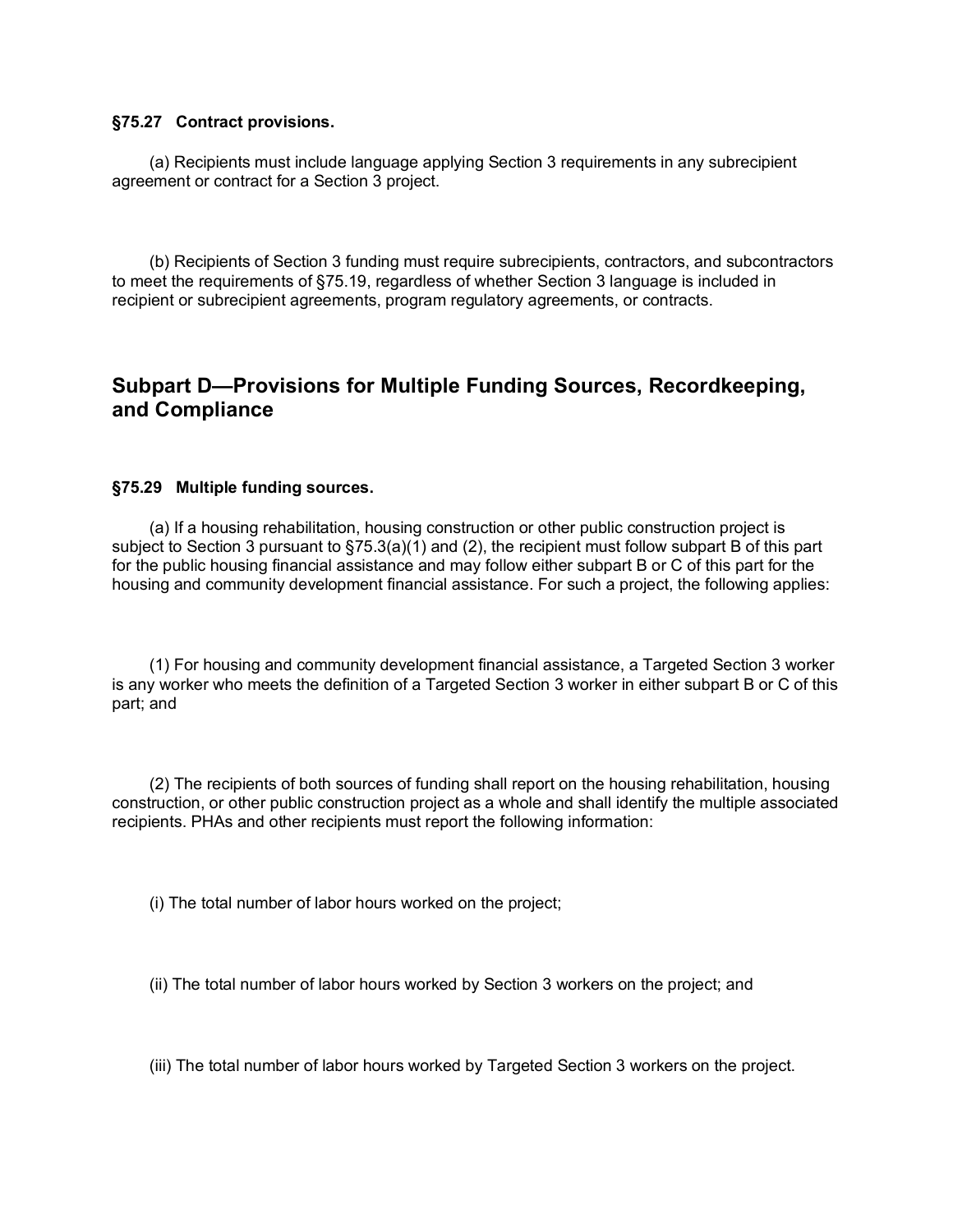**§75.27 Contract provisions.**

(a) Recipients must include language applying Section 3 requirements in any subrecipient agreement or contract for a Section 3 project.

(b) Recipients of Section 3 funding must require subrecipients, contractors, and subcontractors to meet the requirements of §75.19, regardless of whether Section 3 language is included in recipient or subrecipient agreements, program regulatory agreements, or contracts.

## Subpart D—Provisions for Multiple Funding Sources, Recordkeeping, and Compliance

**§75.29 Multiple funding sources.**

(a) If a housing rehabilitation, housing construction or other public construction project is subject to Section 3 pursuant to §75.3(a)(1) and (2), the recipient must follow subpart B of this part for the public housing financial assistance and may follow either subpart B or C of this part for the housing and community development financial assistance. For such a project, the following applies:

(1) For housing and community development financial assistance, a Targeted Section 3 worker is any worker who meets the definition of a Targeted Section 3 worker in either subpart B or C of this part; and

(2) The recipients of both sources of funding shall report on the housing rehabilitation, housing construction, or other public construction project as a whole and shall identify the multiple associated recipients. PHAs and other recipients must report the following information:

(i) The total number of labor hours worked on the project;

(ii) The total number of labor hours worked by Section 3 workers on the project; and

(iii) The total number of labor hours worked by Targeted Section 3 workers on the project.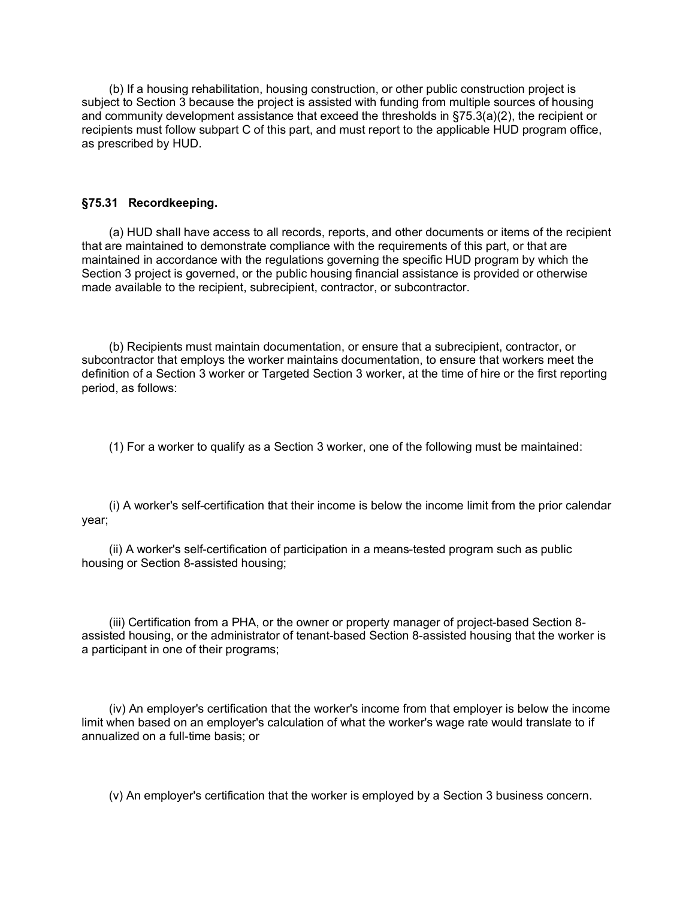(b) If a housing rehabilitation, housing construction, or other public construction project is subject to Section 3 because the project is assisted with funding from multiple sources of housing and community development assistance that exceed the thresholds in §75.3(a)(2), the recipient or recipients must follow subpart C of this part, and must report to the applicable HUD program office, as prescribed by HUD.

### §75.31 Recordkeeping.

(a) HUD shall have access to all records, reports, and other documents or items of the recipient that are maintained to demonstrate compliance with the requirements of this part, or that are maintained in accordance with the regulations governing the specific HUD program by which the Section 3 project is governed, or the public housing financial assistance is provided or otherwise made available to the recipient, subrecipient, contractor, or subcontractor.

(b) Recipients must maintain documentation, or ensure that a subrecipient, contractor, or subcontractor that employs the worker maintains documentation, to ensure that workers meet the definition of a Section 3 worker or Targeted Section 3 worker, at the time of hire or the first reporting period, as follows:

(1) For a worker to qualify as a Section 3 worker, one of the following must be maintained:

(i) A worker's self-certification that their income is below the income limit from the prior calendar year;

(ii) A worker's self-certification of participation in a means-tested program such as public housing or Section 8-assisted housing;

(iii) Certification from a PHA, or the owner or property manager of project-based Section 8-assisted housing, or the administrator of tenant-based Section 8-assisted housing that the worker is a participant in one of their programs;

(iv) An employer's certification that the worker's income from that employer is below the income limit when based on an employer's calculation of what the worker's wage rate would translate to if annualized on a full-time basis; or

(v) An employer's certification that the worker is employed by a Section 3 business concern.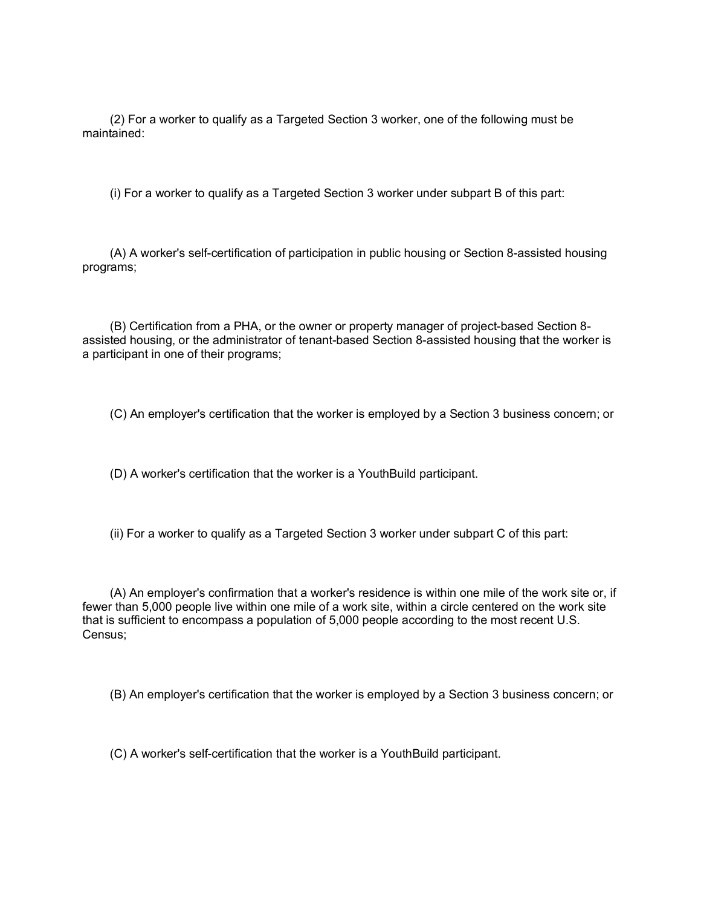(2) For a worker to qualify as a Targeted Section 3 worker, one of the following must be maintained:

(i) For a worker to qualify as a Targeted Section 3 worker under subpart B of this part:

(A) A worker's self-certification of participation in public housing or Section 8-assisted housing programs;

(B) Certification from a PHA, or the owner or property manager of project-based Section 8-assisted housing, or the administrator of tenant-based Section 8-assisted housing that the worker is a participant in one of their programs;

(C) An employer's certification that the worker is employed by a Section 3 business concern; or

(D) A worker's certification that the worker is a YouthBuild participant.

(ii) For a worker to qualify as a Targeted Section 3 worker under subpart C of this part:

(A) An employer's confirmation that a worker's residence is within one mile of the work site or, if fewer than 5,000 people live within one mile of a work site, within a circle centered on the work site that is sufficient to encompass a population of 5,000 people according to the most recent U.S. Census;

(B) An employer's certification that the worker is employed by a Section 3 business concern; or

(C) A worker's self-certification that the worker is a YouthBuild participant.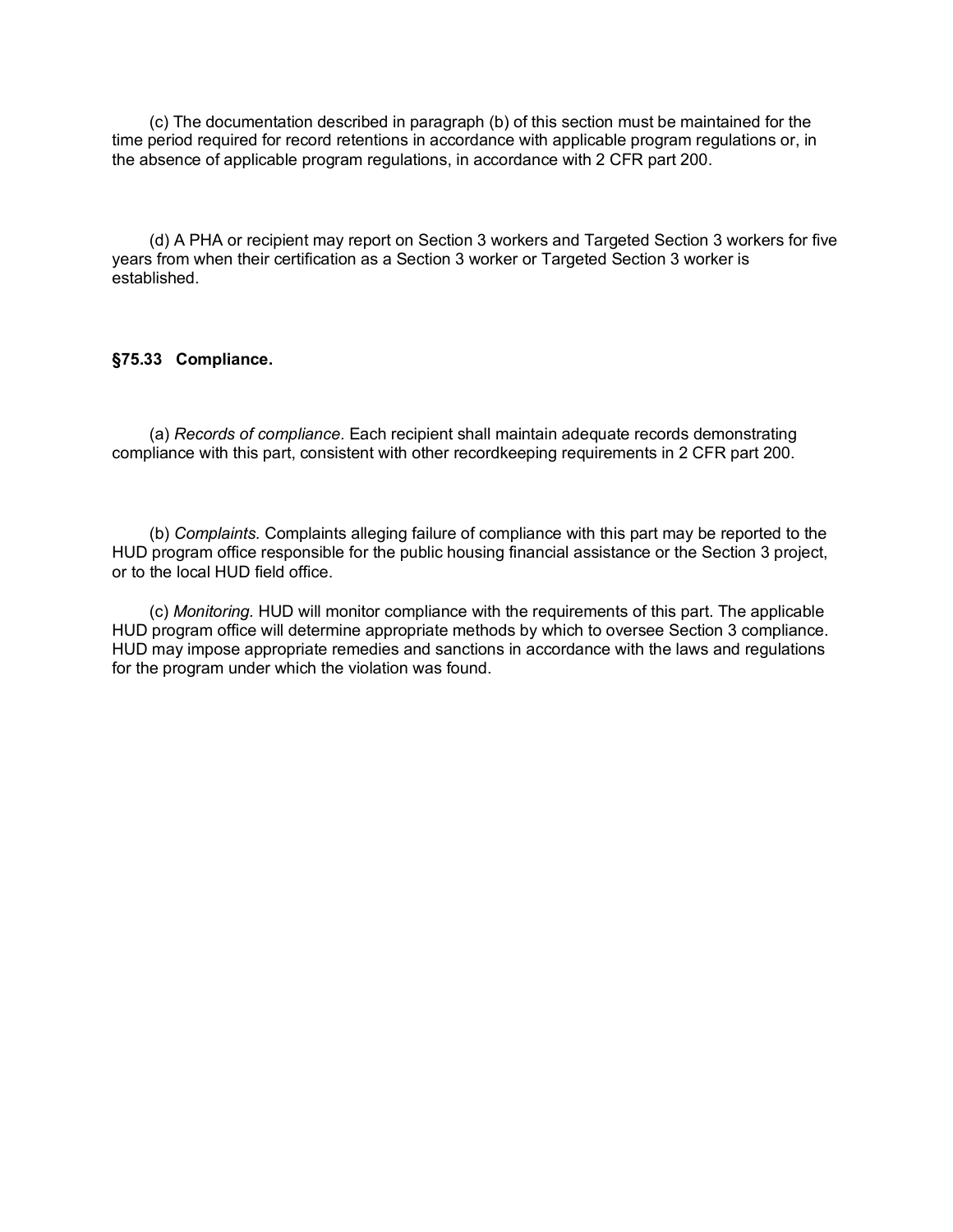(c) The documentation described in paragraph (b) of this section must be maintained for the time period required for record retentions in accordance with applicable program regulations or, in the absence of applicable program regulations, in accordance with 2 CFR part 200.

(d) A PHA or recipient may report on Section 3 workers and Targeted Section 3 workers for five years from when their certification as a Section 3 worker or Targeted Section 3 worker is established.

### §75.33 Compliance.

(a) *Records of compliance*. Each recipient shall maintain adequate records demonstrating compliance with this part, consistent with other recordkeeping requirements in 2 CFR part 200.

(b) *Complaints.* Complaints alleging failure of compliance with this part may be reported to the HUD program office responsible for the public housing financial assistance or the Section 3 project, or to the local HUD field office.

(c) *Monitoring*. HUD will monitor compliance with the requirements of this part. The applicable HUD program office will determine appropriate methods by which to oversee Section 3 compliance. HUD may impose appropriate remedies and sanctions in accordance with the laws and regulations for the program under which the violation was found.